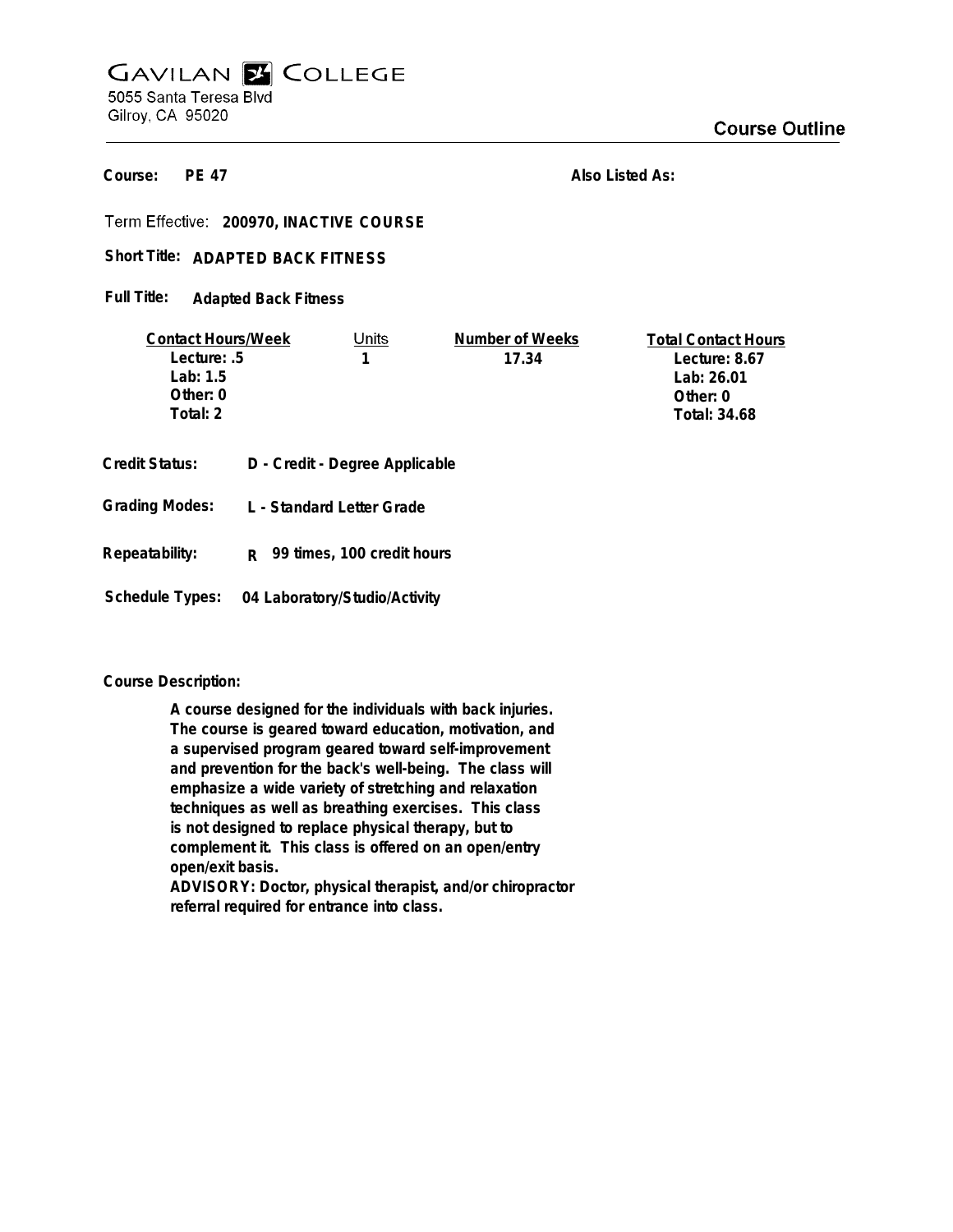# Gavilan College

5055 Santa Teresa Blvd
Gilroy, CA 95020

## Course Outline

**Course:** PE 47

**Also Listed As:**

**Term Effective:** 200970, INACTIVE COURSE

**Short Title:** ADAPTED BACK FITNESS

**Full Title:** Adapted Back Fitness

| Contact Hours/Week | Units | Number of Weeks | Total Contact Hours |
|---|---|---|---|
| Lecture: .5 | 1 | 17.34 | Lecture: 8.67 |
| Lab: 1.5 | | | Lab: 26.01 |
| Other: 0 | | | Other: 0 |
| Total: 2 | | | Total: 34.68 |

**Credit Status:** D - Credit - Degree Applicable

**Grading Modes:** L - Standard Letter Grade

**Repeatability:** R 99 times, 100 credit hours

**Schedule Types:** 04 Laboratory/Studio/Activity

**Course Description:**

A course designed for the individuals with back injuries. The course is geared toward education, motivation, and a supervised program geared toward self-improvement and prevention for the back's well-being. The class will emphasize a wide variety of stretching and relaxation techniques as well as breathing exercises. This class is not designed to replace physical therapy, but to complement it. This class is offered on an open/entry open/exit basis.

ADVISORY: Doctor, physical therapist, and/or chiropractor referral required for entrance into class.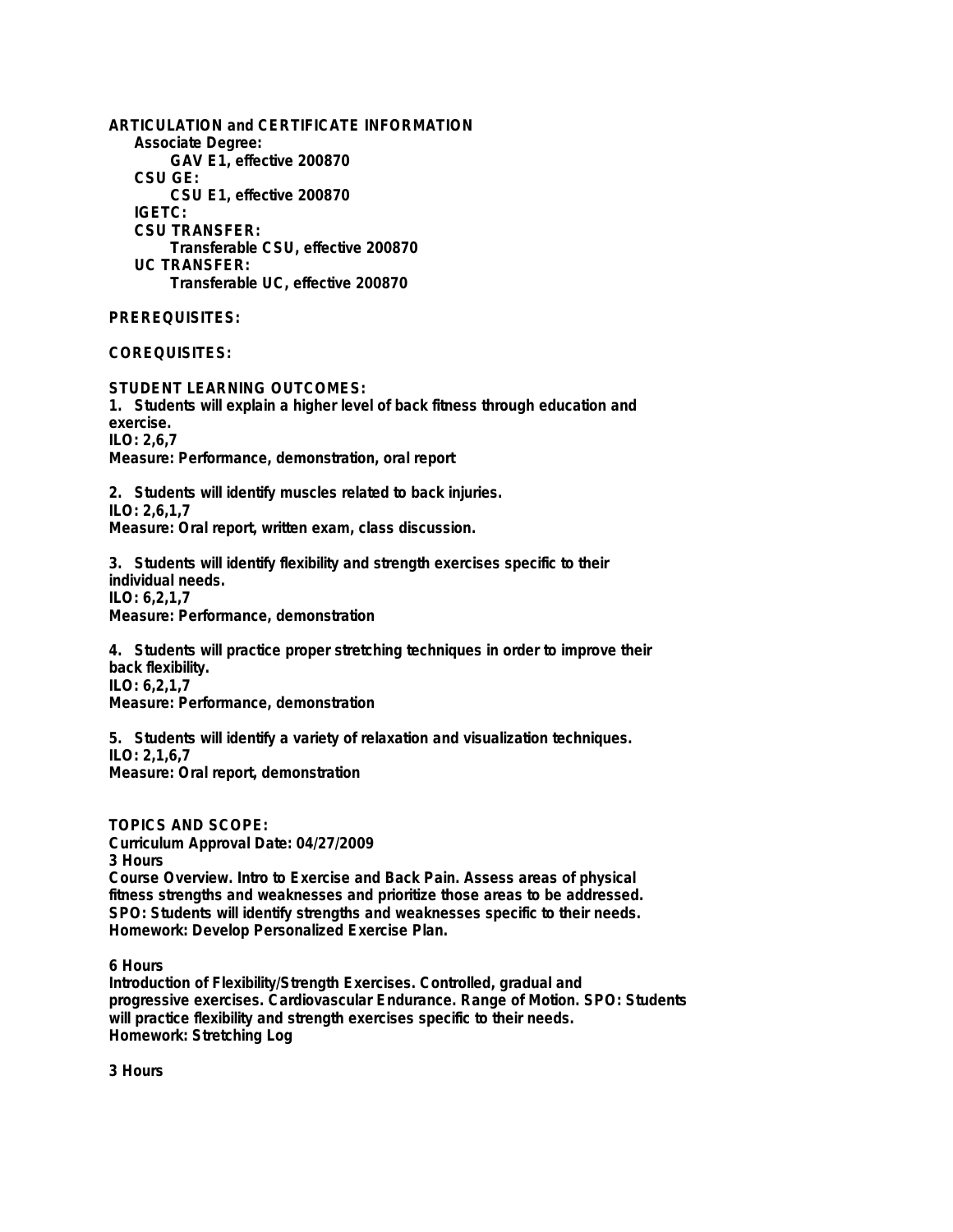**ARTICULATION and CERTIFICATE INFORMATION**

**Associate Degree:**

**GAV E1, effective 200870**

**CSU GE:**

**CSU E1, effective 200870**

**IGETC:**

**CSU TRANSFER:**

**Transferable CSU, effective 200870**

**UC TRANSFER:**

**Transferable UC, effective 200870**

**PREREQUISITES:**

**COREQUISITES:**

**STUDENT LEARNING OUTCOMES:**

**1. Students will explain a higher level of back fitness through education and exercise.**
**ILO: 2,6,7**
**Measure: Performance, demonstration, oral report**

**2. Students will identify muscles related to back injuries.**
**ILO: 2,6,1,7**
**Measure: Oral report, written exam, class discussion.**

**3. Students will identify flexibility and strength exercises specific to their individual needs.**
**ILO: 6,2,1,7**
**Measure: Performance, demonstration**

**4. Students will practice proper stretching techniques in order to improve their back flexibility.**
**ILO: 6,2,1,7**
**Measure: Performance, demonstration**

**5. Students will identify a variety of relaxation and visualization techniques.**
**ILO: 2,1,6,7**
**Measure: Oral report, demonstration**

**TOPICS AND SCOPE:**

**Curriculum Approval Date: 04/27/2009**

**3 Hours**
**Course Overview. Intro to Exercise and Back Pain. Assess areas of physical fitness strengths and weaknesses and prioritize those areas to be addressed. SPO: Students will identify strengths and weaknesses specific to their needs.**
**Homework: Develop Personalized Exercise Plan.**

**6 Hours**
**Introduction of Flexibility/Strength Exercises. Controlled, gradual and progressive exercises. Cardiovascular Endurance. Range of Motion. SPO: Students will practice flexibility and strength exercises specific to their needs.**
**Homework: Stretching Log**

**3 Hours**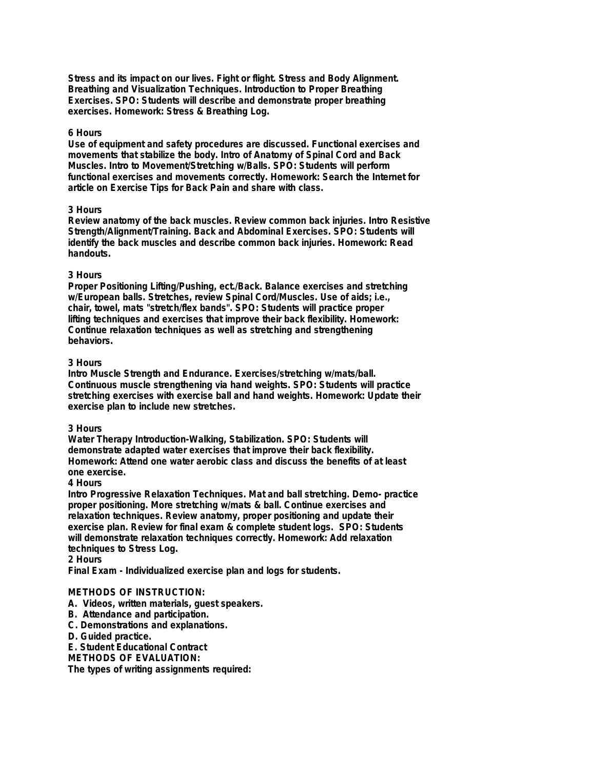**Stress and its impact on our lives. Fight or flight. Stress and Body Alignment. Breathing and Visualization Techniques. Introduction to Proper Breathing Exercises. SPO: Students will describe and demonstrate proper breathing exercises. Homework: Stress & Breathing Log.**

**6 Hours**
**Use of equipment and safety procedures are discussed. Functional exercises and movements that stabilize the body. Intro of Anatomy of Spinal Cord and Back Muscles. Intro to Movement/Stretching w/Balls. SPO: Students will perform functional exercises and movements correctly. Homework: Search the Internet for article on Exercise Tips for Back Pain and share with class.**

**3 Hours**
**Review anatomy of the back muscles. Review common back injuries. Intro Resistive Strength/Alignment/Training. Back and Abdominal Exercises. SPO: Students will identify the back muscles and describe common back injuries. Homework: Read handouts.**

**3 Hours**
**Proper Positioning Lifting/Pushing, ect./Back. Balance exercises and stretching w/European balls. Stretches, review Spinal Cord/Muscles. Use of aids; i.e., chair, towel, mats "stretch/flex bands". SPO: Students will practice proper lifting techniques and exercises that improve their back flexibility. Homework: Continue relaxation techniques as well as stretching and strengthening behaviors.**

**3 Hours**
**Intro Muscle Strength and Endurance. Exercises/stretching w/mats/ball. Continuous muscle strengthening via hand weights. SPO: Students will practice stretching exercises with exercise ball and hand weights. Homework: Update their exercise plan to include new stretches.**

**3 Hours**
**Water Therapy Introduction-Walking, Stabilization. SPO: Students will demonstrate adapted water exercises that improve their back flexibility. Homework: Attend one water aerobic class and discuss the benefits of at least one exercise.**
**4 Hours**
**Intro Progressive Relaxation Techniques. Mat and ball stretching. Demo- practice proper positioning. More stretching w/mats & ball. Continue exercises and relaxation techniques. Review anatomy, proper positioning and update their exercise plan. Review for final exam & complete student logs. SPO: Students will demonstrate relaxation techniques correctly. Homework: Add relaxation techniques to Stress Log.**
**2 Hours**
**Final Exam - Individualized exercise plan and logs for students.**

**METHODS OF INSTRUCTION:**
**A. Videos, written materials, guest speakers.**
**B. Attendance and participation.**
**C. Demonstrations and explanations.**
**D. Guided practice.**
**E. Student Educational Contract**
**METHODS OF EVALUATION:**
**The types of writing assignments required:**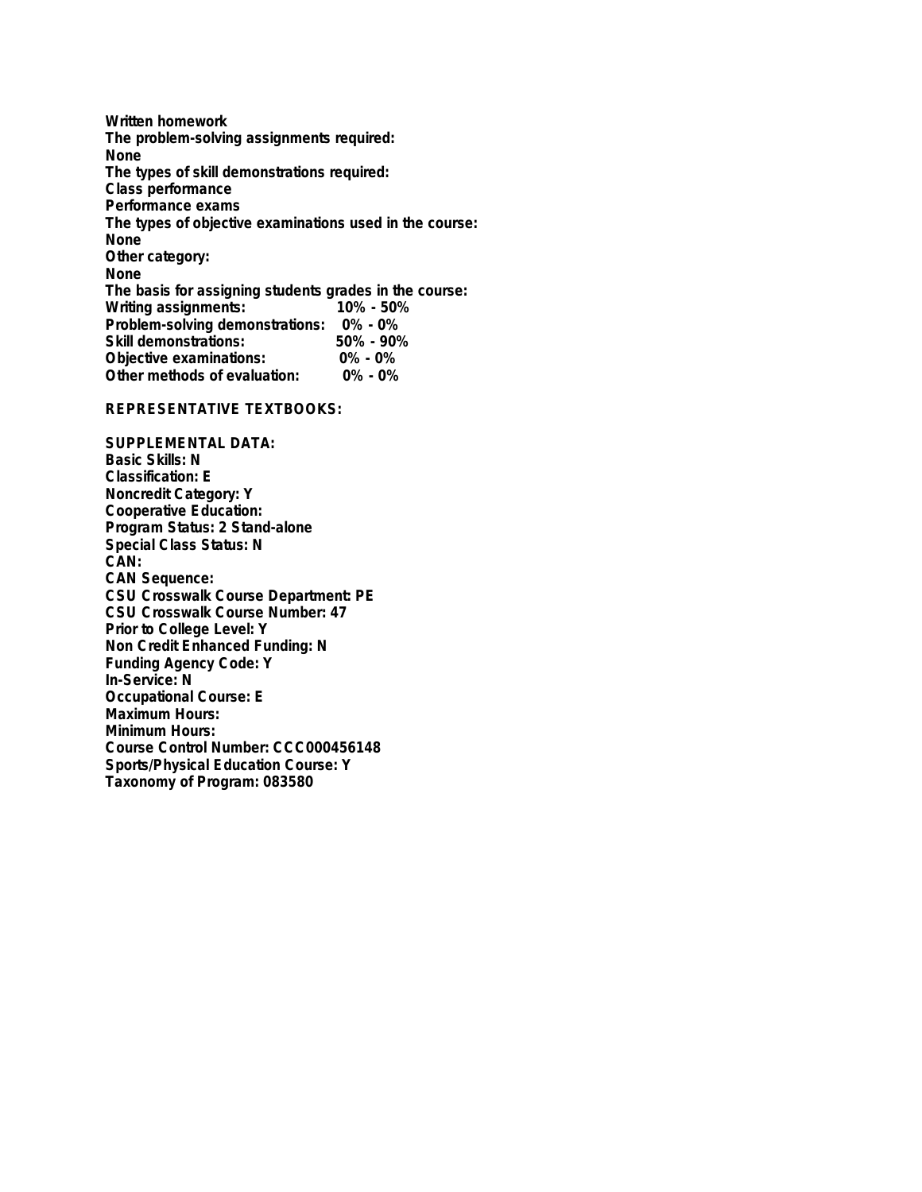**Written homework**
**The problem-solving assignments required:**
**None**
**The types of skill demonstrations required:**
**Class performance**
**Performance exams**
**The types of objective examinations used in the course:**
**None**
**Other category:**
**None**
**The basis for assigning students grades in the course:**

| | |
|---|---|
| **Writing assignments:** | **10% - 50%** |
| **Problem-solving demonstrations:** | **0% - 0%** |
| **Skill demonstrations:** | **50% - 90%** |
| **Objective examinations:** | **0% - 0%** |
| **Other methods of evaluation:** | **0% - 0%** |

**REPRESENTATIVE TEXTBOOKS:**

**SUPPLEMENTAL DATA:**
**Basic Skills: N**
**Classification: E**
**Noncredit Category: Y**
**Cooperative Education:**
**Program Status: 2 Stand-alone**
**Special Class Status: N**
**CAN:**
**CAN Sequence:**
**CSU Crosswalk Course Department: PE**
**CSU Crosswalk Course Number: 47**
**Prior to College Level: Y**
**Non Credit Enhanced Funding: N**
**Funding Agency Code: Y**
**In-Service: N**
**Occupational Course: E**
**Maximum Hours:**
**Minimum Hours:**
**Course Control Number: CCC000456148**
**Sports/Physical Education Course: Y**
**Taxonomy of Program: 083580**